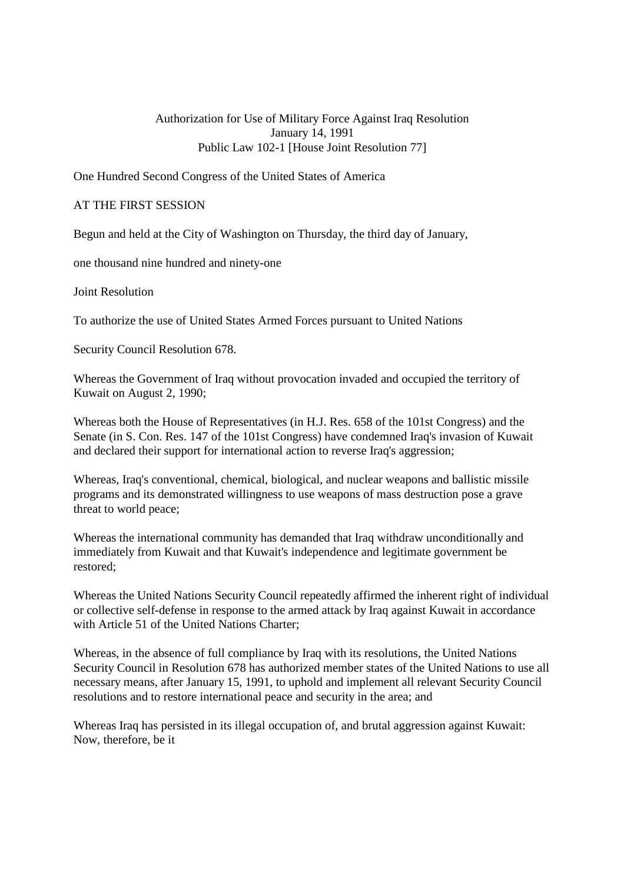# Authorization for Use of Military Force Against Iraq Resolution
January 14, 1991
Public Law 102-1 [House Joint Resolution 77]

One Hundred Second Congress of the United States of America

AT THE FIRST SESSION

Begun and held at the City of Washington on Thursday, the third day of January,

one thousand nine hundred and ninety-one

Joint Resolution

To authorize the use of United States Armed Forces pursuant to United Nations

Security Council Resolution 678.

Whereas the Government of Iraq without provocation invaded and occupied the territory of Kuwait on August 2, 1990;

Whereas both the House of Representatives (in H.J. Res. 658 of the 101st Congress) and the Senate (in S. Con. Res. 147 of the 101st Congress) have condemned Iraq's invasion of Kuwait and declared their support for international action to reverse Iraq's aggression;

Whereas, Iraq's conventional, chemical, biological, and nuclear weapons and ballistic missile programs and its demonstrated willingness to use weapons of mass destruction pose a grave threat to world peace;

Whereas the international community has demanded that Iraq withdraw unconditionally and immediately from Kuwait and that Kuwait's independence and legitimate government be restored;

Whereas the United Nations Security Council repeatedly affirmed the inherent right of individual or collective self-defense in response to the armed attack by Iraq against Kuwait in accordance with Article 51 of the United Nations Charter;

Whereas, in the absence of full compliance by Iraq with its resolutions, the United Nations Security Council in Resolution 678 has authorized member states of the United Nations to use all necessary means, after January 15, 1991, to uphold and implement all relevant Security Council resolutions and to restore international peace and security in the area; and

Whereas Iraq has persisted in its illegal occupation of, and brutal aggression against Kuwait: Now, therefore, be it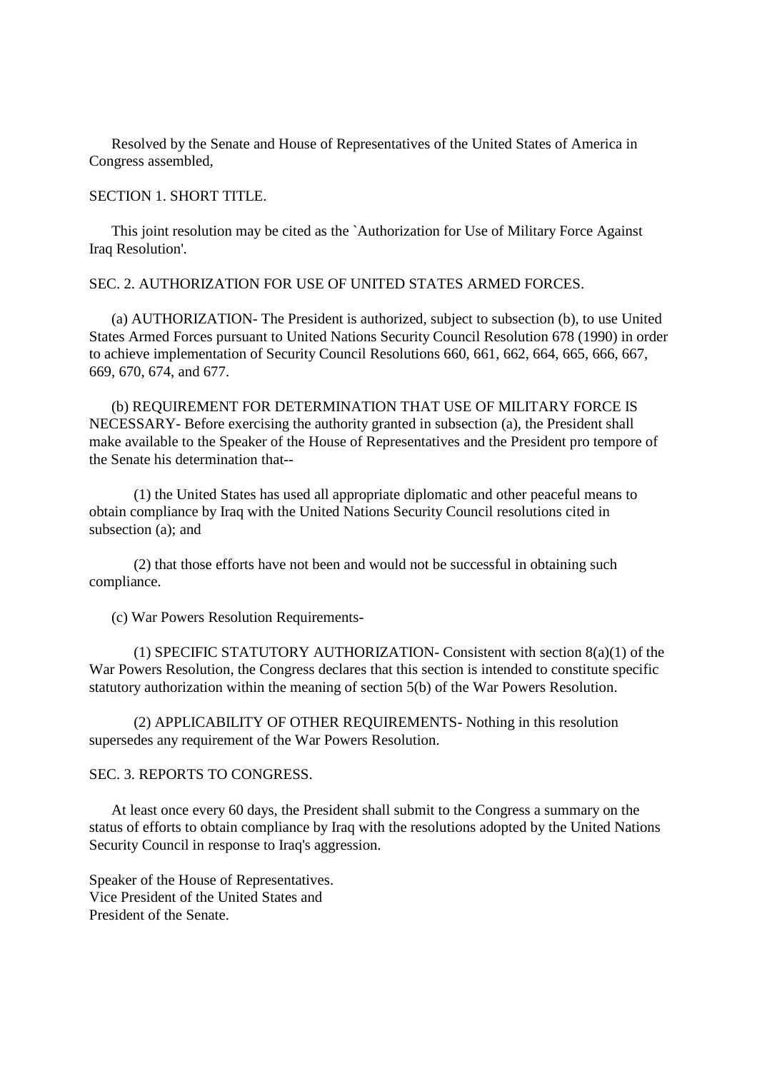Resolved by the Senate and House of Representatives of the United States of America in Congress assembled,

SECTION 1. SHORT TITLE.

This joint resolution may be cited as the `Authorization for Use of Military Force Against Iraq Resolution'.

SEC. 2. AUTHORIZATION FOR USE OF UNITED STATES ARMED FORCES.

(a) AUTHORIZATION- The President is authorized, subject to subsection (b), to use United States Armed Forces pursuant to United Nations Security Council Resolution 678 (1990) in order to achieve implementation of Security Council Resolutions 660, 661, 662, 664, 665, 666, 667, 669, 670, 674, and 677.

(b) REQUIREMENT FOR DETERMINATION THAT USE OF MILITARY FORCE IS NECESSARY- Before exercising the authority granted in subsection (a), the President shall make available to the Speaker of the House of Representatives and the President pro tempore of the Senate his determination that--

(1) the United States has used all appropriate diplomatic and other peaceful means to obtain compliance by Iraq with the United Nations Security Council resolutions cited in subsection (a); and

(2) that those efforts have not been and would not be successful in obtaining such compliance.

(c) War Powers Resolution Requirements-

(1) SPECIFIC STATUTORY AUTHORIZATION- Consistent with section 8(a)(1) of the War Powers Resolution, the Congress declares that this section is intended to constitute specific statutory authorization within the meaning of section 5(b) of the War Powers Resolution.

(2) APPLICABILITY OF OTHER REQUIREMENTS- Nothing in this resolution supersedes any requirement of the War Powers Resolution.

SEC. 3. REPORTS TO CONGRESS.

At least once every 60 days, the President shall submit to the Congress a summary on the status of efforts to obtain compliance by Iraq with the resolutions adopted by the United Nations Security Council in response to Iraq's aggression.

Speaker of the House of Representatives.
Vice President of the United States and
President of the Senate.